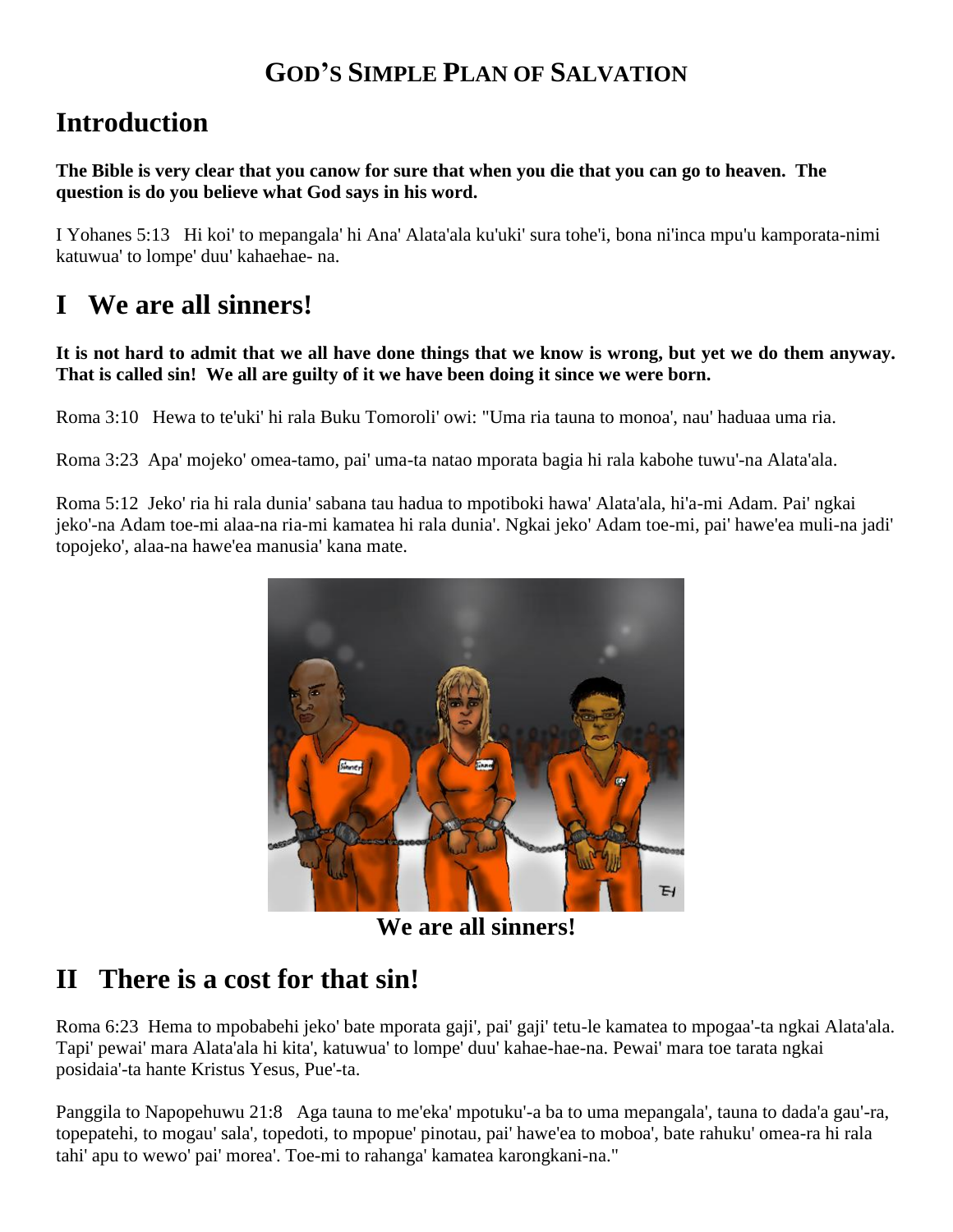# God's Simple Plan of Salvation

## Introduction

**The Bible is very clear that you canow for sure that when you die that you can go to heaven. The question is do you believe what God says in his word.**

I Yohanes 5:13 Hi koi' to mepangala' hi Ana' Alata'ala ku'uki' sura tohe'i, bona ni'inca mpu'u kamporata-nimi katuwua' to lompe' duu' kahaehae- na.

## I We are all sinners!

**It is not hard to admit that we all have done things that we know is wrong, but yet we do them anyway. That is called sin! We all are guilty of it we have been doing it since we were born.**

Roma 3:10 Hewa to te'uki' hi rala Buku Tomoroli' owi: "Uma ria tauna to monoa', nau' haduaa uma ria.

Roma 3:23 Apa' mojeko' omea-tamo, pai' uma-ta natao mporata bagia hi rala kabohe tuwu'-na Alata'ala.

Roma 5:12 Jeko' ria hi rala dunia' sabana tau hadua to mpotiboki hawa' Alata'ala, hi'a-mi Adam. Pai' ngkai jeko'-na Adam toe-mi alaa-na ria-mi kamatea hi rala dunia'. Ngkai jeko' Adam toe-mi, pai' hawe'ea muli-na jadi' topojeko', alaa-na hawe'ea manusia' kana mate.

**We are all sinners!**

## II There is a cost for that sin!

Roma 6:23 Hema to mpobabehi jeko' bate mporata gaji', pai' gaji' tetu-le kamatea to mpogaa'-ta ngkai Alata'ala. Tapi' pewai' mara Alata'ala hi kita', katuwua' to lompe' duu' kahae-hae-na. Pewai' mara toe tarata ngkai posidaia'-ta hante Kristus Yesus, Pue'-ta.

Panggila to Napopehuwu 21:8 Aga tauna to me'eka' mpotuku'-a ba to uma mepangala', tauna to dada'a gau'-ra, topepatehi, to mogau' sala', topedoti, to mpopue' pinotau, pai' hawe'ea to moboa', bate rahuku' omea-ra hi rala tahi' apu to wewo' pai' morea'. Toe-mi to rahanga' kamatea karongkani-na."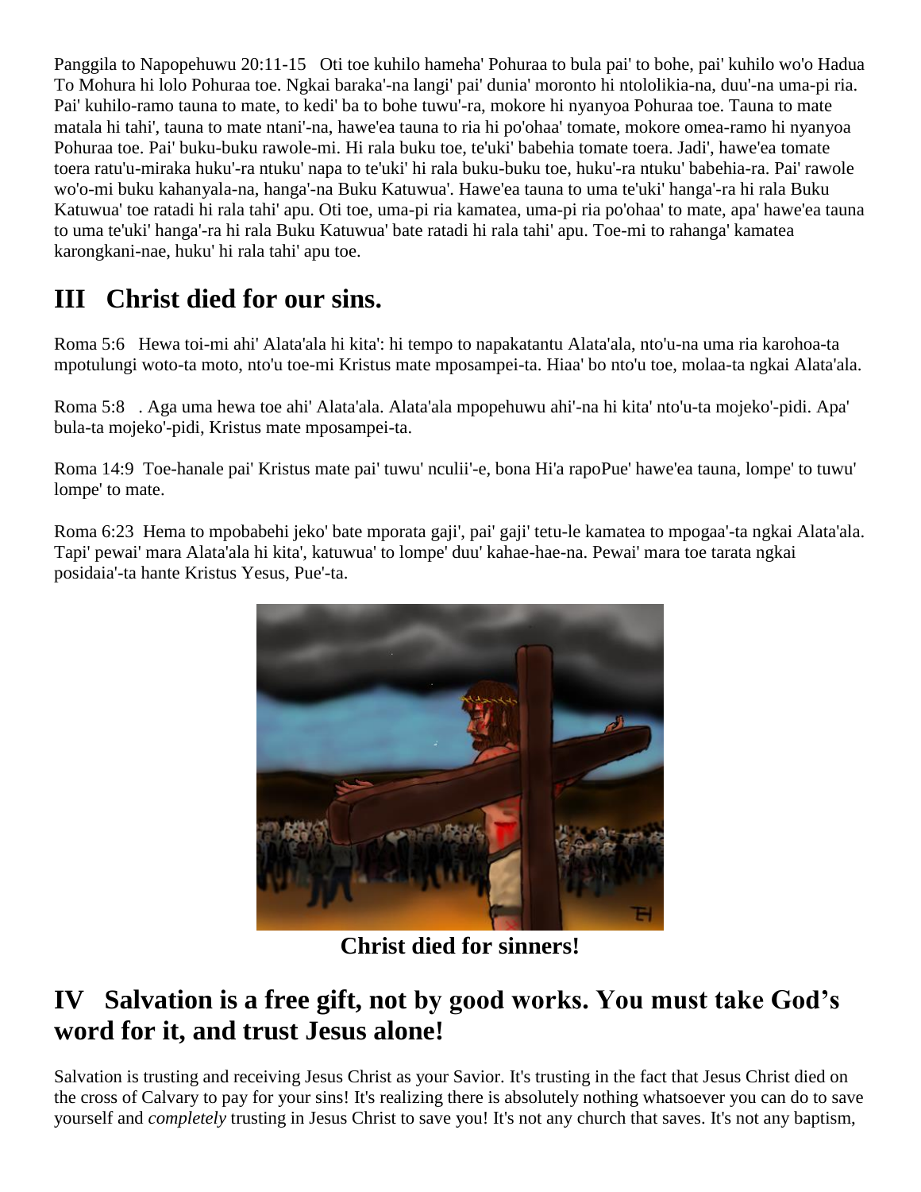Panggila to Napopehuwu 20:11-15   Oti toe kuhilo hameha' Pohuraa to bula pai' to bohe, pai' kuhilo wo'o Hadua To Mohura hi lolo Pohuraa toe. Ngkai baraka'-na langi' pai' dunia' moronto hi ntololikia-na, duu'-na uma-pi ria. Pai' kuhilo-ramo tauna to mate, to kedi' ba to bohe tuwu'-ra, mokore hi nyanyoa Pohuraa toe. Tauna to mate matala hi tahi', tauna to mate ntani'-na, hawe'ea tauna to ria hi po'ohaa' tomate, mokore omea-ramo hi nyanyoa Pohuraa toe. Pai' buku-buku rawole-mi. Hi rala buku toe, te'uki' babehia tomate toera. Jadi', hawe'ea tomate toera ratu'u-miraka huku'-ra ntuku' napa to te'uki' hi rala buku-buku toe, huku'-ra ntuku' babehia-ra. Pai' rawole wo'o-mi buku kahanyala-na, hanga'-na Buku Katuwua'. Hawe'ea tauna to uma te'uki' hanga'-ra hi rala Buku Katuwua' toe ratadi hi rala tahi' apu. Oti toe, uma-pi ria kamatea, uma-pi ria po'ohaa' to mate, apa' hawe'ea tauna to uma te'uki' hanga'-ra hi rala Buku Katuwua' bate ratadi hi rala tahi' apu. Toe-mi to rahanga' kamatea karongkani-nae, huku' hi rala tahi' apu toe.

## III   Christ died for our sins.

Roma 5:6   Hewa toi-mi ahi' Alata'ala hi kita': hi tempo to napakatantu Alata'ala, nto'u-na uma ria karohoa-ta mpotulungi woto-ta moto, nto'u toe-mi Kristus mate mposampei-ta. Hiaa' bo nto'u toe, molaa-ta ngkai Alata'ala.

Roma 5:8   . Aga uma hewa toe ahi' Alata'ala. Alata'ala mpopehuwu ahi'-na hi kita' nto'u-ta mojeko'-pidi. Apa' bula-ta mojeko'-pidi, Kristus mate mposampei-ta.

Roma 14:9  Toe-hanale pai' Kristus mate pai' tuwu' nculii'-e, bona Hi'a rapoPue' hawe'ea tauna, lompe' to tuwu' lompe' to mate.

Roma 6:23  Hema to mpobabehi jeko' bate mporata gaji', pai' gaji' tetu-le kamatea to mpogaa'-ta ngkai Alata'ala. Tapi' pewai' mara Alata'ala hi kita', katuwua' to lompe' duu' kahae-hae-na. Pewai' mara toe tarata ngkai posidaia'-ta hante Kristus Yesus, Pue'-ta.

**Christ died for sinners!**

## IV   Salvation is a free gift, not by good works. You must take God's word for it, and trust Jesus alone!

Salvation is trusting and receiving Jesus Christ as your Savior. It's trusting in the fact that Jesus Christ died on the cross of Calvary to pay for your sins! It's realizing there is absolutely nothing whatsoever you can do to save yourself and *completely* trusting in Jesus Christ to save you! It's not any church that saves. It's not any baptism,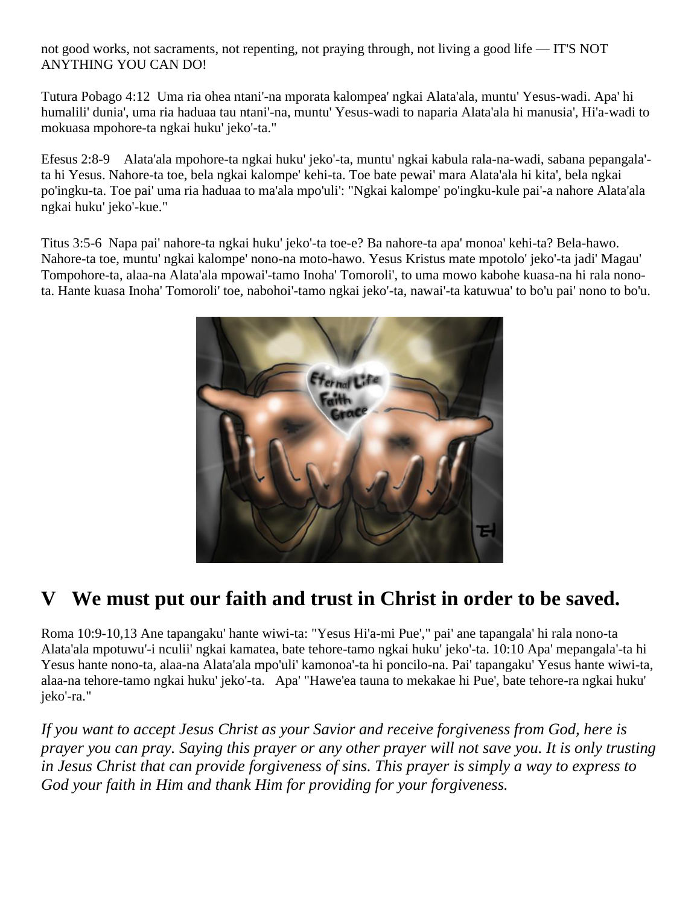not good works, not sacraments, not repenting, not praying through, not living a good life — IT'S NOT ANYTHING YOU CAN DO!

Tutura Pobago 4:12 Uma ria ohea ntani'-na mporata kalompea' ngkai Alata'ala, muntu' Yesus-wadi. Apa' hi humalili' dunia', uma ria haduaa tau ntani'-na, muntu' Yesus-wadi to naparia Alata'ala hi manusia', Hi'a-wadi to mokuasa mpohore-ta ngkai huku' jeko'-ta."

Efesus 2:8-9 Alata'ala mpohore-ta ngkai huku' jeko'-ta, muntu' ngkai kabula rala-na-wadi, sabana pepangala'-ta hi Yesus. Nahore-ta toe, bela ngkai kalompe' kehi-ta. Toe bate pewai' mara Alata'ala hi kita', bela ngkai po'ingku-ta. Toe pai' uma ria haduaa to ma'ala mpo'uli': "Ngkai kalompe' po'ingku-kule pai'-a nahore Alata'ala ngkai huku' jeko'-kue."

Titus 3:5-6 Napa pai' nahore-ta ngkai huku' jeko'-ta toe-e? Ba nahore-ta apa' monoa' kehi-ta? Bela-hawo. Nahore-ta toe, muntu' ngkai kalompe' nono-na moto-hawo. Yesus Kristus mate mpotolo' jeko'-ta jadi' Magau' Tompohore-ta, alaa-na Alata'ala mpowai'-tamo Inoha' Tomoroli', to uma mowo kabohe kuasa-na hi rala nono-ta. Hante kuasa Inoha' Tomoroli' toe, nabohoi'-tamo ngkai jeko'-ta, nawai'-ta katuwua' to bo'u pai' nono to bo'u.

## V We must put our faith and trust in Christ in order to be saved.

Roma 10:9-10,13 Ane tapangaku' hante wiwi-ta: "Yesus Hi'a-mi Pue'," pai' ane tapangala' hi rala nono-ta Alata'ala mpotuwu'-i nculii' ngkai kamatea, bate tehore-tamo ngkai huku' jeko'-ta. 10:10 Apa' mepangala'-ta hi Yesus hante nono-ta, alaa-na Alata'ala mpo'uli' kamonoa'-ta hi poncilo-na. Pai' tapangaku' Yesus hante wiwi-ta, alaa-na tehore-tamo ngkai huku' jeko'-ta. Apa' "Hawe'ea tauna to mekakae hi Pue', bate tehore-ra ngkai huku' jeko'-ra."

*If you want to accept Jesus Christ as your Savior and receive forgiveness from God, here is prayer you can pray. Saying this prayer or any other prayer will not save you. It is only trusting in Jesus Christ that can provide forgiveness of sins. This prayer is simply a way to express to God your faith in Him and thank Him for providing for your forgiveness.*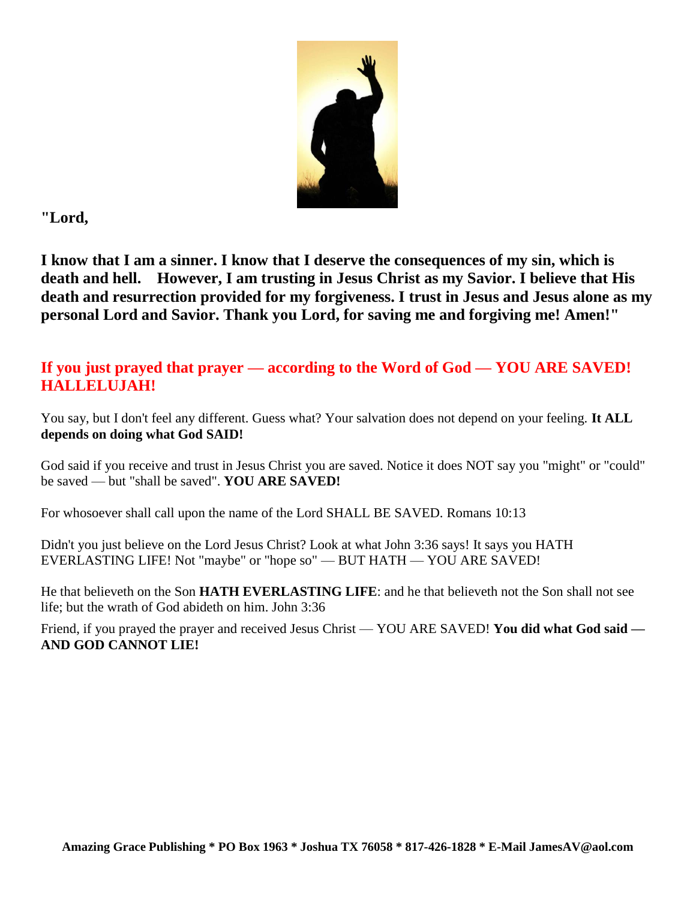**"Lord,**

**I know that I am a sinner. I know that I deserve the consequences of my sin, which is death and hell.   However, I am trusting in Jesus Christ as my Savior. I believe that His death and resurrection provided for my forgiveness. I trust in Jesus and Jesus alone as my personal Lord and Savior. Thank you Lord, for saving me and forgiving me! Amen!"**

**If you just prayed that prayer — according to the Word of God — YOU ARE SAVED! HALLELUJAH!**

You say, but I don't feel any different. Guess what? Your salvation does not depend on your feeling. **It ALL depends on doing what God SAID!**

God said if you receive and trust in Jesus Christ you are saved. Notice it does NOT say you "might" or "could" be saved — but "shall be saved". **YOU ARE SAVED!**

For whosoever shall call upon the name of the Lord SHALL BE SAVED. Romans 10:13

Didn't you just believe on the Lord Jesus Christ? Look at what John 3:36 says! It says you HATH EVERLASTING LIFE! Not "maybe" or "hope so" — BUT HATH — YOU ARE SAVED!

He that believeth on the Son **HATH EVERLASTING LIFE**: and he that believeth not the Son shall not see life; but the wrath of God abideth on him. John 3:36

Friend, if you prayed the prayer and received Jesus Christ — YOU ARE SAVED! **You did what God said — AND GOD CANNOT LIE!**

**Amazing Grace Publishing * PO Box 1963 * Joshua TX 76058 * 817-426-1828 * E-Mail JamesAV@aol.com**